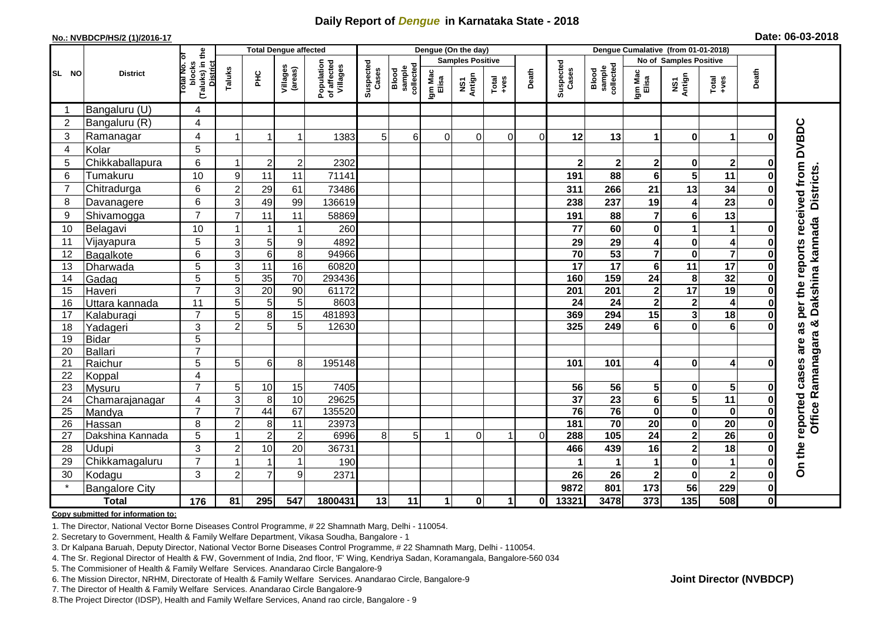# Daily Report of *Dengue* in Karnataka State - 2018

**No.: NVBDCP/HS/2 (1)/2016-17**

**Date: 06-03-2018**

| SL NO | District | Total No. of blocks (Taluks) in the District | Total Dengue affected | | | | Dengue (On the day) | | | | | | | Dengue Cumalative (from 01-01-2018) | | | | | | | |
|---|---|---|---|---|---|---|---|---|---|---|---|---|---|---|---|---|---|---|---|---|
| | | | Taluks | PHC | Villages (areas) | Population of affected Villages | Suspected Cases | Blood sample collected | Samples Positive | | | Death | Suspected Cases | Blood sample collected | No of Samples Positive | | | Death | |
| | | | | | | | | | Igm Mac Elisa | NS1 Antign | Total +ves | | | | Igm Mac Elisa | NS1 Antign | Total +ves | | |
| 1 | Bangaluru (U) | 4 | | | | | | | | | | | | | | | | | On the reported cases are as per the reports received from DVBDC Office Ramanagara & Dakshina kannada Districts. |
| 2 | Bangaluru (R) | 4 | | | | | | | | | | | | | | | | | |
| 3 | Ramanagar | 4 | 1 | 1 | 1 | 1383 | 5 | 6 | 0 | 0 | 0 | 0 | 12 | 13 | 1 | 0 | 1 | 0 | |
| 4 | Kolar | 5 | | | | | | | | | | | | | | | | | |
| 5 | Chikkaballapura | 6 | 1 | 2 | 2 | 2302 | | | | | | | 2 | 2 | 2 | 0 | 2 | 0 | |
| 6 | Tumakuru | 10 | 9 | 11 | 11 | 71141 | | | | | | | 191 | 88 | 6 | 5 | 11 | 0 | |
| 7 | Chitradurga | 6 | 2 | 29 | 61 | 73486 | | | | | | | 311 | 266 | 21 | 13 | 34 | 0 | |
| 8 | Davanagere | 6 | 3 | 49 | 99 | 136619 | | | | | | | 238 | 237 | 19 | 4 | 23 | 0 | |
| 9 | Shivamogga | 7 | 7 | 11 | 11 | 58869 | | | | | | | 191 | 88 | 7 | 6 | 13 | | |
| 10 | Belagavi | 10 | 1 | 1 | 1 | 260 | | | | | | | 77 | 60 | 0 | 1 | 1 | 0 | |
| 11 | Vijayapura | 5 | 3 | 5 | 9 | 4892 | | | | | | | 29 | 29 | 4 | 0 | 4 | 0 | |
| 12 | Bagalkote | 6 | 3 | 6 | 8 | 94966 | | | | | | | 70 | 53 | 7 | 0 | 7 | 0 | |
| 13 | Dharwada | 5 | 3 | 11 | 16 | 60820 | | | | | | | 17 | 17 | 6 | 11 | 17 | 0 | |
| 14 | Gadag | 5 | 5 | 35 | 70 | 293436 | | | | | | | 160 | 159 | 24 | 8 | 32 | 0 | |
| 15 | Haveri | 7 | 3 | 20 | 90 | 61172 | | | | | | | 201 | 201 | 2 | 17 | 19 | 0 | |
| 16 | Uttara kannada | 11 | 5 | 5 | 5 | 8603 | | | | | | | 24 | 24 | 2 | 2 | 4 | 0 | |
| 17 | Kalaburagi | 7 | 5 | 8 | 15 | 481893 | | | | | | | 369 | 294 | 15 | 3 | 18 | 0 | |
| 18 | Yadageri | 3 | 2 | 5 | 5 | 12630 | | | | | | | 325 | 249 | 6 | 0 | 6 | 0 | |
| 19 | Bidar | 5 | | | | | | | | | | | | | | | | | |
| 20 | Ballari | 7 | | | | | | | | | | | | | | | | | |
| 21 | Raichur | 5 | 5 | 6 | 8 | 195148 | | | | | | | 101 | 101 | 4 | 0 | 4 | 0 | |
| 22 | Koppal | 4 | | | | | | | | | | | | | | | | | |
| 23 | Mysuru | 7 | 5 | 10 | 15 | 7405 | | | | | | | 56 | 56 | 5 | 0 | 5 | 0 | |
| 24 | Chamarajanagar | 4 | 3 | 8 | 10 | 29625 | | | | | | | 37 | 23 | 6 | 5 | 11 | 0 | |
| 25 | Mandya | 7 | 7 | 44 | 67 | 135520 | | | | | | | 76 | 76 | 0 | 0 | 0 | 0 | |
| 26 | Hassan | 8 | 2 | 8 | 11 | 23973 | | | | | | | 181 | 70 | 20 | 0 | 20 | 0 | |
| 27 | Dakshina Kannada | 5 | 1 | 2 | 2 | 6996 | 8 | 5 | 1 | 0 | 1 | 0 | 288 | 105 | 24 | 2 | 26 | 0 | |
| 28 | Udupi | 3 | 2 | 10 | 20 | 36731 | | | | | | | 466 | 439 | 16 | 2 | 18 | 0 | |
| 29 | Chikkamagaluru | 7 | 1 | 1 | 1 | 190 | | | | | | | 1 | 1 | 1 | 0 | 1 | 0 | |
| 30 | Kodagu | 3 | 2 | 7 | 9 | 2371 | | | | | | | 26 | 26 | 2 | 0 | 2 | 0 | |
| * | Bangalore City | | | | | | | | | | | | 9872 | 801 | 173 | 56 | 229 | 0 | |
| | **Total** | **176** | **81** | **295** | **547** | **1800431** | **13** | **11** | **1** | **0** | **1** | **0** | **13321** | **3478** | **373** | **135** | **508** | **0** | |

**Copy submitted for information to:**

1. The Director, National Vector Borne Diseases Control Programme, # 22 Shamnath Marg, Delhi - 110054.
2. Secretary to Government, Health & Family Welfare Department, Vikasa Soudha, Bangalore - 1
3. Dr Kalpana Baruah, Deputy Director, National Vector Borne Diseases Control Programme, # 22 Shamnath Marg, Delhi - 110054.
4. The Sr. Regional Director of Health & FW, Government of India, 2nd floor, 'F' Wing, Kendriya Sadan, Koramangala, Bangalore-560 034
5. The Commisioner of Health & Family Welfare Services. Anandarao Circle Bangalore-9
6. The Mission Director, NRHM, Directorate of Health & Family Welfare Services. Anandarao Circle, Bangalore-9
7. The Director of Health & Family Welfare Services. Anandarao Circle Bangalore-9
8. The Project Director (IDSP), Health and Family Welfare Services, Anand rao circle, Bangalore - 9

**Joint Director (NVBDCP)**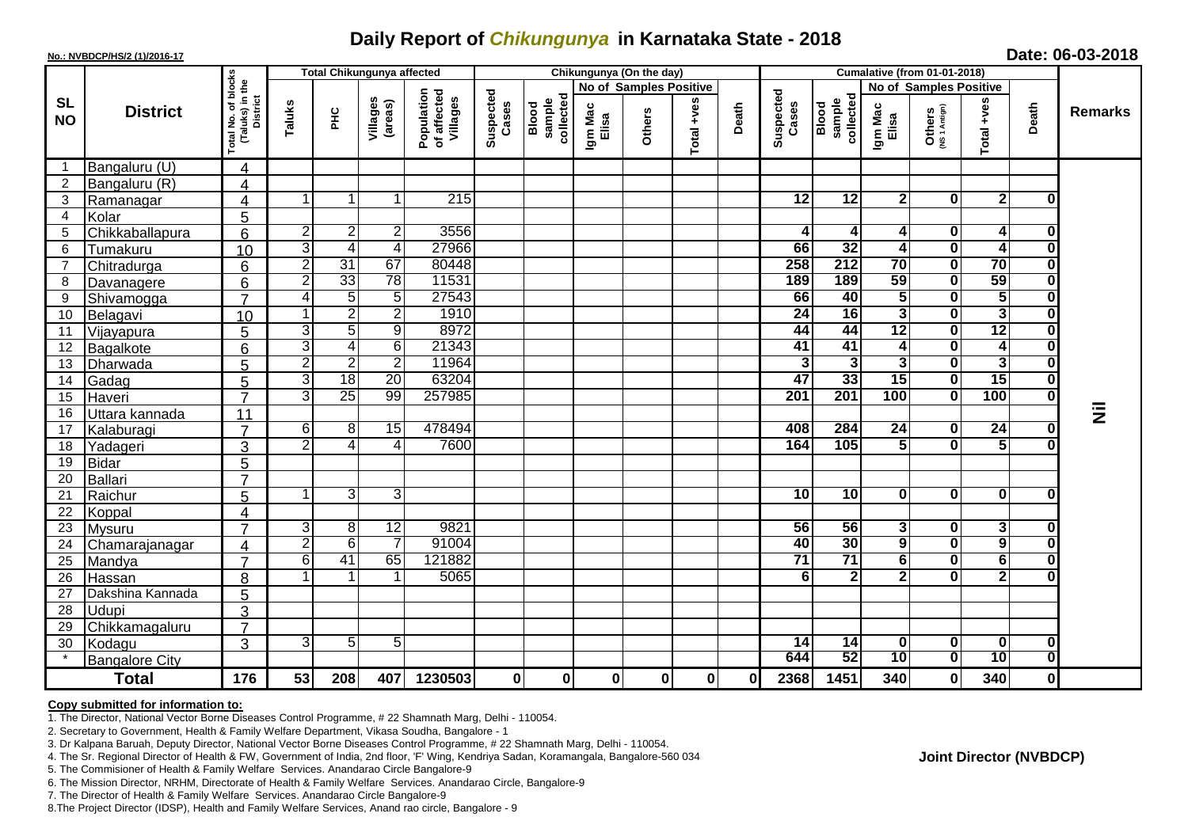# Daily Report of *Chikungunya* in Karnataka State - 2018

**No.: NVBDCP/HS/2 (1)/2016-17**

**Date: 06-03-2018**

| SL NO | District | Total No. of blocks (Taluks) in the District | Total Chikungunya affected | | | | Chikungunya (On the day) | | | | | | | Cumalative (from 01-01-2018) | | | | | | | Remarks |
|---|---|---|---|---|---|---|---|---|---|---|---|---|---|---|---|---|---|---|---|---|---|
| | | | | | | | | | No of Samples Positive | | | | | | | No of Samples Positive | | | | | |
| | | | Taluks | PHC | Villages (areas) | Population of affected Villages | Suspected Cases | Blood sample collected | Igm Mac Elisa | Others | Total +ves | Death | Suspected Cases | Blood sample collected | Igm Mac Elisa | Others (NS 1 Antign) | Total +ves | Death | |
| 1 | Bangaluru (U) | 4 | | | | | | | | | | | | | | | | | Nil |
| 2 | Bangaluru (R) | 4 | | | | | | | | | | | | | | | | | |
| 3 | Ramanagar | 4 | 1 | 1 | 1 | 215 | | | | | | | 12 | 12 | 2 | 0 | 2 | 0 | |
| 4 | Kolar | 5 | | | | | | | | | | | | | | | | | |
| 5 | Chikkaballapura | 6 | 2 | 2 | 2 | 3556 | | | | | | | 4 | 4 | 4 | 0 | 4 | 0 | |
| 6 | Tumakuru | 10 | 3 | 4 | 4 | 27966 | | | | | | | 66 | 32 | 4 | 0 | 4 | 0 | |
| 7 | Chitradurga | 6 | 2 | 31 | 67 | 80448 | | | | | | | 258 | 212 | 70 | 0 | 70 | 0 | |
| 8 | Davanagere | 6 | 2 | 33 | 78 | 11531 | | | | | | | 189 | 189 | 59 | 0 | 59 | 0 | |
| 9 | Shivamogga | 7 | 4 | 5 | 5 | 27543 | | | | | | | 66 | 40 | 5 | 0 | 5 | 0 | |
| 10 | Belagavi | 10 | 1 | 2 | 2 | 1910 | | | | | | | 24 | 16 | 3 | 0 | 3 | 0 | |
| 11 | Vijayapura | 5 | 3 | 5 | 9 | 8972 | | | | | | | 44 | 44 | 12 | 0 | 12 | 0 | |
| 12 | Bagalkote | 6 | 3 | 4 | 6 | 21343 | | | | | | | 41 | 41 | 4 | 0 | 4 | 0 | |
| 13 | Dharwada | 5 | 2 | 2 | 2 | 11964 | | | | | | | 3 | 3 | 3 | 0 | 3 | 0 | |
| 14 | Gadag | 5 | 3 | 18 | 20 | 63204 | | | | | | | 47 | 33 | 15 | 0 | 15 | 0 | |
| 15 | Haveri | 7 | 3 | 25 | 99 | 257985 | | | | | | | 201 | 201 | 100 | 0 | 100 | 0 | |
| 16 | Uttara kannada | 11 | | | | | | | | | | | | | | | | | |
| 17 | Kalaburagi | 7 | 6 | 8 | 15 | 478494 | | | | | | | 408 | 284 | 24 | 0 | 24 | 0 | |
| 18 | Yadageri | 3 | 2 | 4 | 4 | 7600 | | | | | | | 164 | 105 | 5 | 0 | 5 | 0 | |
| 19 | Bidar | 5 | | | | | | | | | | | | | | | | | |
| 20 | Ballari | 7 | | | | | | | | | | | | | | | | | |
| 21 | Raichur | 5 | 1 | 3 | 3 | | | | | | | | 10 | 10 | 0 | 0 | 0 | 0 | |
| 22 | Koppal | 4 | | | | | | | | | | | | | | | | | |
| 23 | Mysuru | 7 | 3 | 8 | 12 | 9821 | | | | | | | 56 | 56 | 3 | 0 | 3 | 0 | |
| 24 | Chamarajanagar | 4 | 2 | 6 | 7 | 91004 | | | | | | | 40 | 30 | 9 | 0 | 9 | 0 | |
| 25 | Mandya | 7 | 6 | 41 | 65 | 121882 | | | | | | | 71 | 71 | 6 | 0 | 6 | 0 | |
| 26 | Hassan | 8 | 1 | 1 | 1 | 5065 | | | | | | | 6 | 2 | 2 | 0 | 2 | 0 | |
| 27 | Dakshina Kannada | 5 | | | | | | | | | | | | | | | | | |
| 28 | Udupi | 3 | | | | | | | | | | | | | | | | | |
| 29 | Chikkamagaluru | 7 | | | | | | | | | | | | | | | | | |
| 30 | Kodagu | 3 | 3 | 5 | 5 | | | | | | | | 14 | 14 | 0 | 0 | 0 | 0 | |
| * | Bangalore City | | | | | | | | | | | | 644 | 52 | 10 | 0 | 10 | 0 | |
| **Total** | | **176** | **53** | **208** | **407** | **1230503** | **0** | **0** | **0** | **0** | **0** | **0** | **2368** | **1451** | **340** | **0** | **340** | **0** | |

**Copy submitted for information to:**

1. The Director, National Vector Borne Diseases Control Programme, # 22 Shamnath Marg, Delhi - 110054.
2. Secretary to Government, Health & Family Welfare Department, Vikasa Soudha, Bangalore - 1
3. Dr Kalpana Baruah, Deputy Director, National Vector Borne Diseases Control Programme, # 22 Shamnath Marg, Delhi - 110054.
4. The Sr. Regional Director of Health & FW, Government of India, 2nd floor, 'F' Wing, Kendriya Sadan, Koramangala, Bangalore-560 034
5. The Commisioner of Health & Family Welfare Services. Anandarao Circle Bangalore-9
6. The Mission Director, NRHM, Directorate of Health & Family Welfare Services. Anandarao Circle, Bangalore-9
7. The Director of Health & Family Welfare Services. Anandarao Circle Bangalore-9
8. The Project Director (IDSP), Health and Family Welfare Services, Anand rao circle, Bangalore - 9

**Joint Director (NVBDCP)**